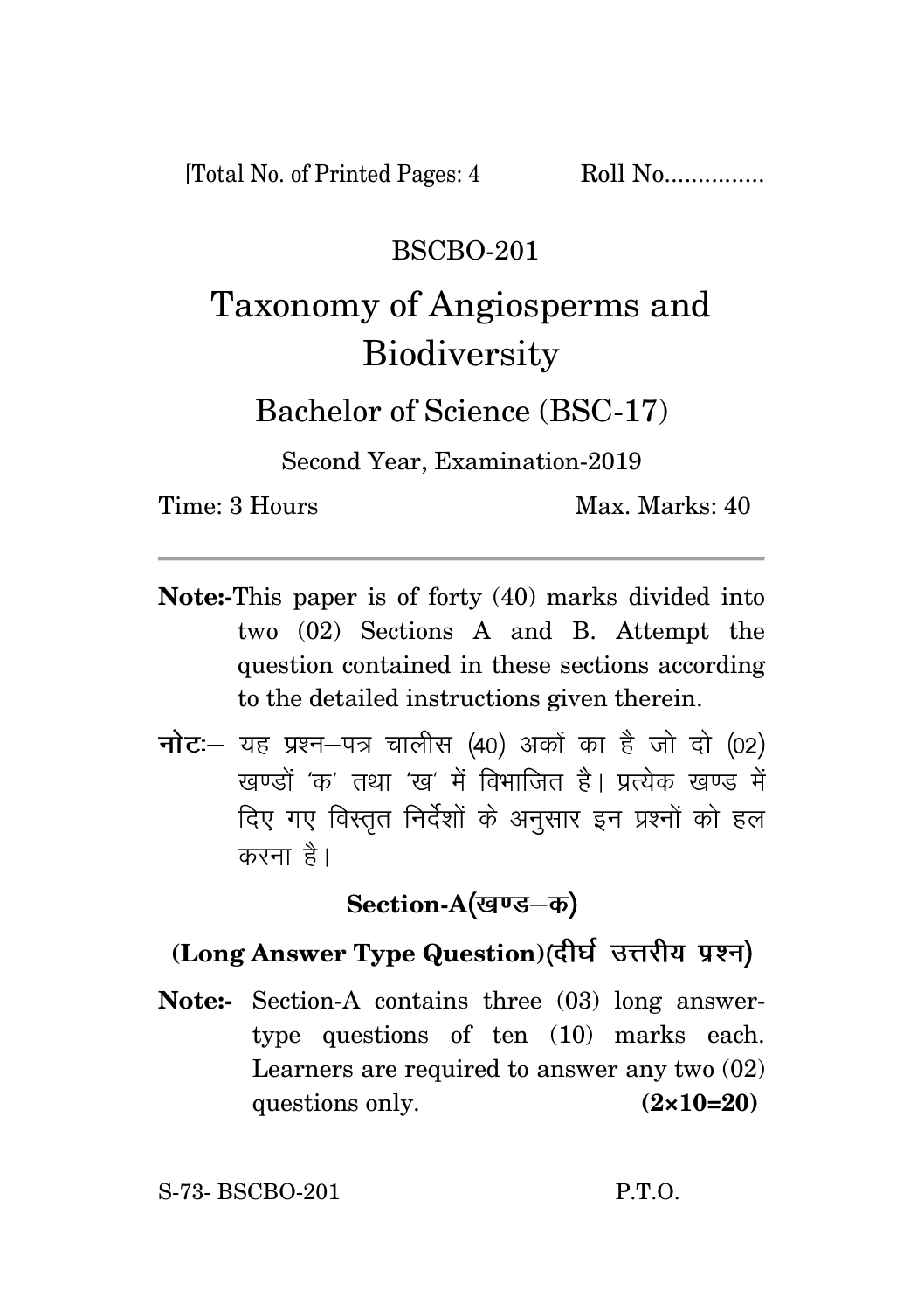[Total No. of Printed Pages: 4 Roll No...............

BSCBO-201

# Taxonomy of Angiosperms and Biodiversity

## Bachelor of Science (BSC-17)

Second Year, Examination-2019

Time: 3 Hours Max. Marks: 40

---

**Note:-** This paper is of forty (40) marks divided into two (02) Sections A and B. Attempt the question contained in these sections according to the detailed instructions given therein.

**नोटः–** यह प्रश्न–पत्र चालीस (40) अकों का है जो दो (02) खण्डों 'क' तथा 'ख' में विभाजित है। प्रत्येक खण्ड में दिए गए विस्तृत निर्देशों के अनुसार इन प्रश्नों को हल करना है।

### Section-A(खण्ड–क)

### (Long Answer Type Question)(दीर्घ उत्तरीय प्रश्न)

**Note:-** Section-A contains three (03) long answer-type questions of ten (10) marks each. Learners are required to answer any two (02) questions only. **(2×10=20)**

S-73- BSCBO-201 P.T.O.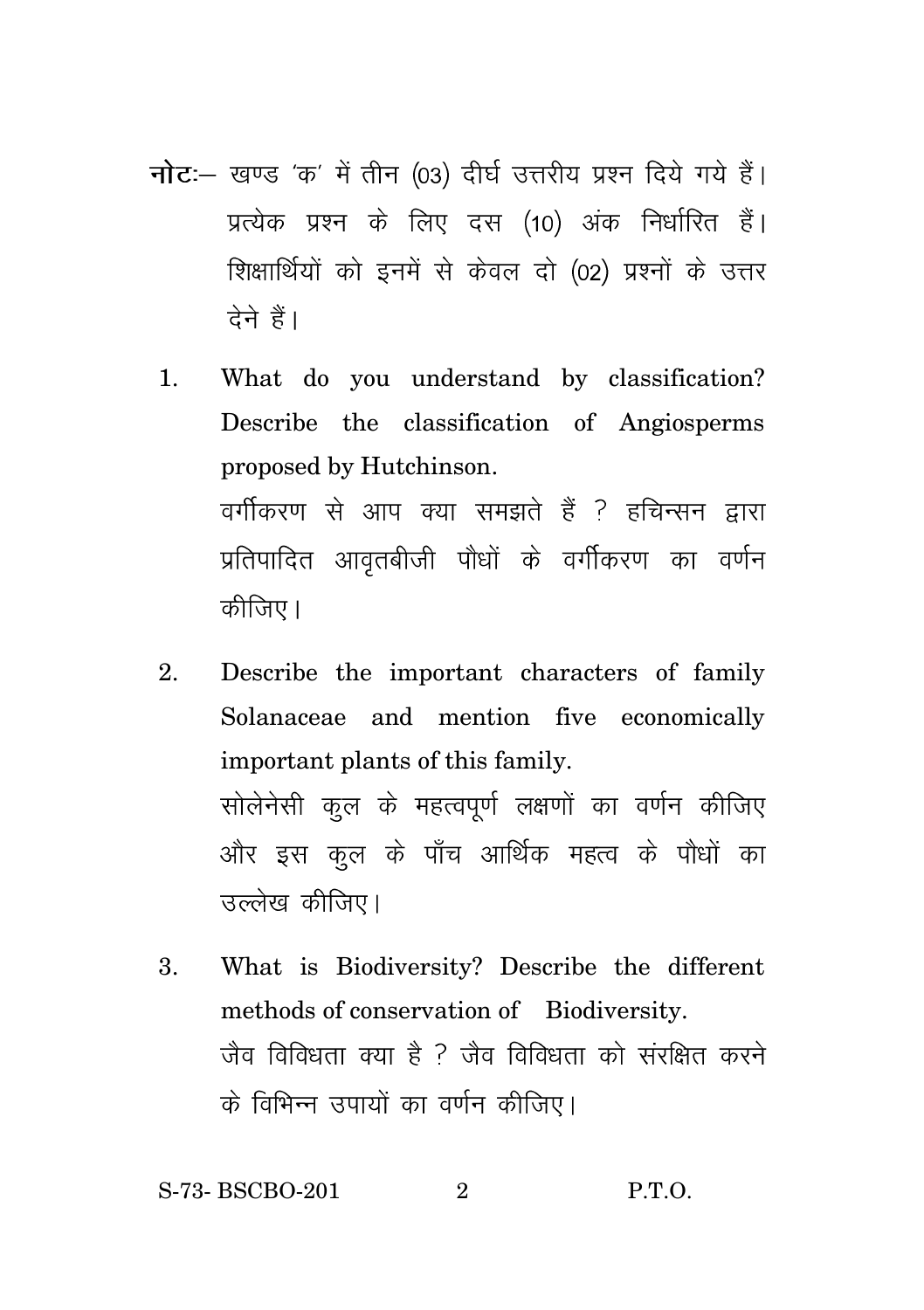**नोटः**– खण्ड 'क' में तीन (03) दीर्घ उत्तरीय प्रश्न दिये गये हैं। प्रत्येक प्रश्न के लिए दस (10) अंक निर्धारित हैं। शिक्षार्थियों को इनमें से केवल दो (02) प्रश्नों के उत्तर देने हैं।

1. What do you understand by classification? Describe the classification of Angiosperms proposed by Hutchinson.

   वर्गीकरण से आप क्या समझते हैं ? हचिन्सन द्वारा प्रतिपादित आवृतबीजी पौधों के वर्गीकरण का वर्णन कीजिए।

2. Describe the important characters of family Solanaceae and mention five economically important plants of this family.

   सोलेनेसी कुल के महत्वपूर्ण लक्षणों का वर्णन कीजिए और इस कुल के पाँच आर्थिक महत्व के पौधों का उल्लेख कीजिए।

3. What is Biodiversity? Describe the different methods of conservation of Biodiversity.

   जैव विविधता क्या है ? जैव विविधता को संरक्षित करने के विभिन्न उपायों का वर्णन कीजिए।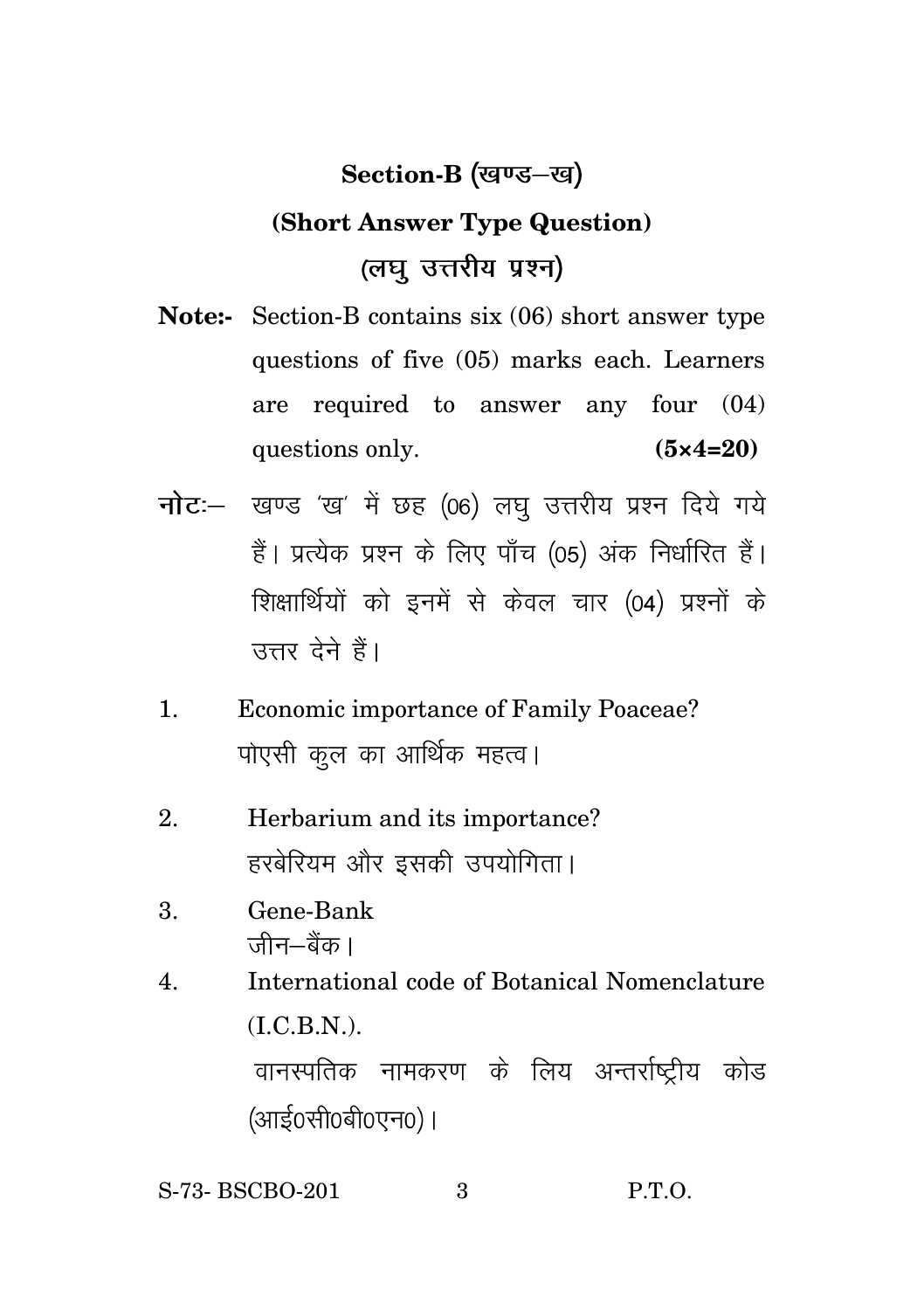## Section-B (खण्ड–ख)

### (Short Answer Type Question)

### (लघु उत्तरीय प्रश्न)

**Note:-** Section-B contains six (06) short answer type questions of five (05) marks each. Learners are required to answer any four (04) questions only. **(5×4=20)**

**नोट:–** खण्ड 'ख' में छह (06) लघु उत्तरीय प्रश्न दिये गये हैं। प्रत्येक प्रश्न के लिए पाँच (05) अंक निर्धारित हैं। शिक्षार्थियों को इनमें से केवल चार (04) प्रश्नों के उत्तर देने हैं।

1. Economic importance of Family Poaceae?
   पोएसी कुल का आर्थिक महत्व।

2. Herbarium and its importance?
   हरबेरियम और इसकी उपयोगिता।

3. Gene-Bank
   जीन–बैंक।

4. International code of Botanical Nomenclature (I.C.B.N.).
   वानस्पतिक नामकरण के लिय अन्तर्राष्ट्रीय कोड (आई0सी0बी0एन0)।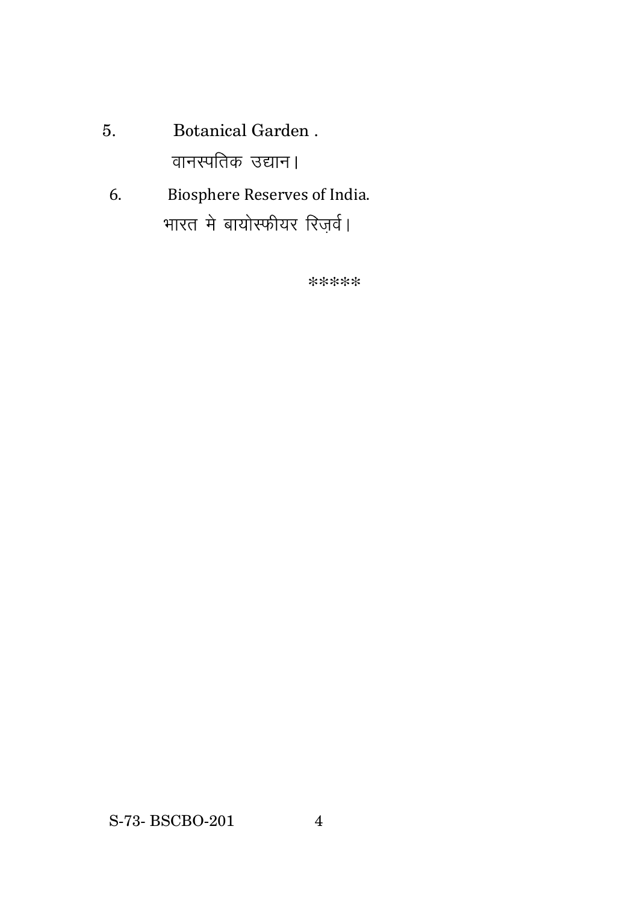5. Botanical Garden .
   वानस्पतिक उद्यान।

6. Biosphere Reserves of India.
   भारत मे बायोस्फीयर रिज़र्व।

*****